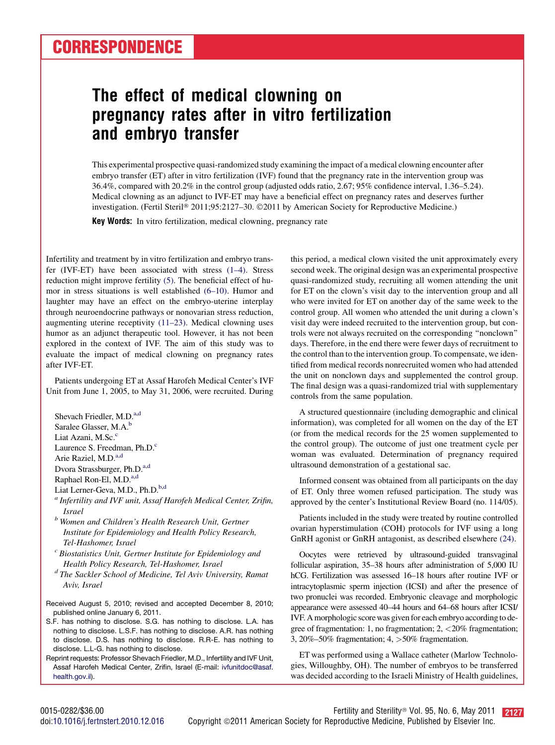CORRESPONDENCE

# The effect of medical clowning on pregnancy rates after in vitro fertilization and embryo transfer

This experimental prospective quasi-randomized study examining the impact of a medical clowning encounter after embryo transfer (ET) after in vitro fertilization (IVF) found that the pregnancy rate in the intervention group was 36.4%, compared with 20.2% in the control group (adjusted odds ratio, 2.67; 95% confidence interval, 1.36–5.24). Medical clowning as an adjunct to IVF-ET may have a beneficial effect on pregnancy rates and deserves further investigation. (Fertil Steril® 2011;95:2127–30. ©2011 by American Society for Reproductive Medicine.)

**Key Words:** In vitro fertilization, medical clowning, pregnancy rate

Infertility and treatment by in vitro fertilization and embryo transfer (IVF-ET) have been associated with stress (1–4). Stress reduction might improve fertility (5). The beneficial effect of humor in stress situations is well established (6–10). Humor and laughter may have an effect on the embryo-uterine interplay through neuroendocrine pathways or nonovarian stress reduction, augmenting uterine receptivity (11–23). Medical clowning uses humor as an adjunct therapeutic tool. However, it has not been explored in the context of IVF. The aim of this study was to evaluate the impact of medical clowning on pregnancy rates after IVF-ET.

Patients undergoing ET at Assaf Harofeh Medical Center's IVF Unit from June 1, 2005, to May 31, 2006, were recruited. During this period, a medical clown visited the unit approximately every second week. The original design was an experimental prospective quasi-randomized study, recruiting all women attending the unit for ET on the clown's visit day to the intervention group and all who were invited for ET on another day of the same week to the control group. All women who attended the unit during a clown's visit day were indeed recruited to the intervention group, but controls were not always recruited on the corresponding "nonclown" days. Therefore, in the end there were fewer days of recruitment to the control than to the intervention group. To compensate, we identified from medical records nonrecruited women who had attended the unit on nonclown days and supplemented the control group. The final design was a quasi-randomized trial with supplementary controls from the same population.

A structured questionnaire (including demographic and clinical information), was completed for all women on the day of the ET (or from the medical records for the 25 women supplemented to the control group). The outcome of just one treatment cycle per woman was evaluated. Determination of pregnancy required ultrasound demonstration of a gestational sac.

Informed consent was obtained from all participants on the day of ET. Only three women refused participation. The study was approved by the center's Institutional Review Board (no. 114/05).

Patients included in the study were treated by routine controlled ovarian hyperstimulation (COH) protocols for IVF using a long GnRH agonist or GnRH antagonist, as described elsewhere (24).

Oocytes were retrieved by ultrasound-guided transvaginal follicular aspiration, 35–38 hours after administration of 5,000 IU hCG. Fertilization was assessed 16–18 hours after routine IVF or intracytoplasmic sperm injection (ICSI) and after the presence of two pronuclei was recorded. Embryonic cleavage and morphologic appearance were assessed 40–44 hours and 64–68 hours after ICSI/IVF. A morphologic score was given for each embryo according to degree of fragmentation: 1, no fragmentation; 2, <20% fragmentation; 3, 20%–50% fragmentation; 4, >50% fragmentation.

ET was performed using a Wallace catheter (Marlow Technologies, Willoughby, OH). The number of embryos to be transferred was decided according to the Israeli Ministry of Health guidelines,

Shevach Friedler, M.D.[a,d]
Saralee Glasser, M.A.[b]
Liat Azani, M.Sc.[c]
Laurence S. Freedman, Ph.D.[c]
Arie Raziel, M.D.[a,d]
Dvora Strassburger, Ph.D.[a,d]
Raphael Ron-El, M.D.[a,d]
Liat Lerner-Geva, M.D., Ph.D.[b,d]

[a] *Infertility and IVF unit, Assaf Harofeh Medical Center, Zrifin, Israel*
[b] *Women and Children's Health Research Unit, Gertner Institute for Epidemiology and Health Policy Research, Tel-Hashomer, Israel*
[c] *Biostatistics Unit, Gertner Institute for Epidemiology and Health Policy Research, Tel-Hashomer, Israel*
[d] *The Sackler School of Medicine, Tel Aviv University, Ramat Aviv, Israel*

Received August 5, 2010; revised and accepted December 8, 2010; published online January 6, 2011.

S.F. has nothing to disclose. S.G. has nothing to disclose. L.A. has nothing to disclose. L.S.F. has nothing to disclose. A.R. has nothing to disclose. D.S. has nothing to disclose. R.R-E. has nothing to disclose. L.L-G. has nothing to disclose.

Reprint requests: Professor Shevach Friedler, M.D., Infertility and IVF Unit, Assaf Harofeh Medical Center, Zrifin, Israel (E-mail: ivfunitdoc@asaf.health.gov.il).

0015-0282/$36.00
doi:10.1016/j.fertnstert.2010.12.016
Copyright ©2011 American Society for Reproductive Medicine, Published by Elsevier Inc.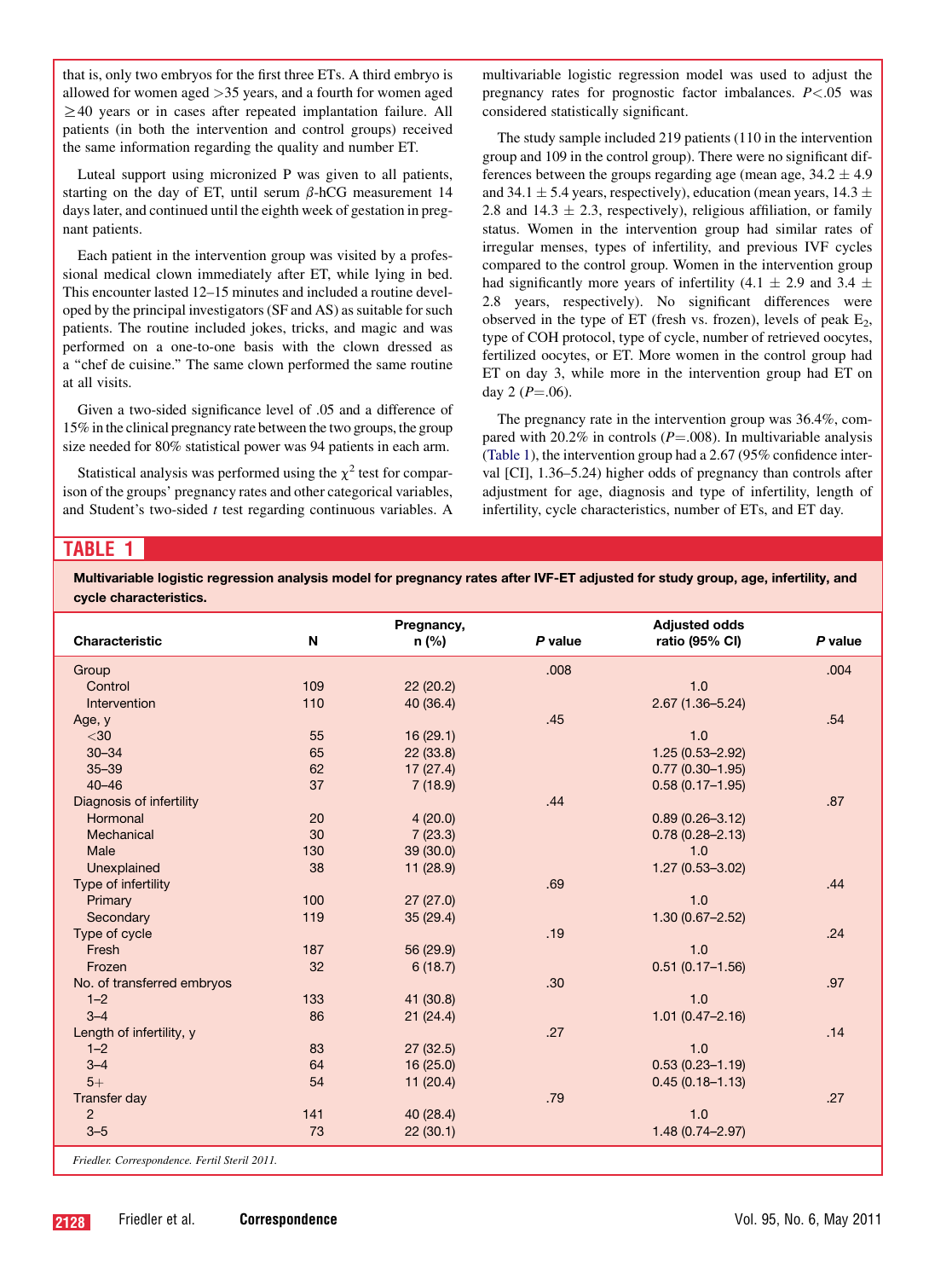that is, only two embryos for the first three ETs. A third embryo is allowed for women aged >35 years, and a fourth for women aged ≥40 years or in cases after repeated implantation failure. All patients (in both the intervention and control groups) received the same information regarding the quality and number ET.

Luteal support using micronized P was given to all patients, starting on the day of ET, until serum β-hCG measurement 14 days later, and continued until the eighth week of gestation in pregnant patients.

Each patient in the intervention group was visited by a professional medical clown immediately after ET, while lying in bed. This encounter lasted 12–15 minutes and included a routine developed by the principal investigators (SF and AS) as suitable for such patients. The routine included jokes, tricks, and magic and was performed on a one-to-one basis with the clown dressed as a "chef de cuisine." The same clown performed the same routine at all visits.

Given a two-sided significance level of .05 and a difference of 15% in the clinical pregnancy rate between the two groups, the group size needed for 80% statistical power was 94 patients in each arm.

Statistical analysis was performed using the $\chi^2$ test for comparison of the groups' pregnancy rates and other categorical variables, and Student's two-sided *t* test regarding continuous variables. A multivariable logistic regression model was used to adjust the pregnancy rates for prognostic factor imbalances. $P<.05$ was considered statistically significant.

The study sample included 219 patients (110 in the intervention group and 109 in the control group). There were no significant differences between the groups regarding age (mean age, 34.2 ± 4.9 and 34.1 ± 5.4 years, respectively), education (mean years, 14.3 ± 2.8 and 14.3 ± 2.3, respectively), religious affiliation, or family status. Women in the intervention group had similar rates of irregular menses, types of infertility, and previous IVF cycles compared to the control group. Women in the intervention group had significantly more years of infertility (4.1 ± 2.9 and 3.4 ± 2.8 years, respectively). No significant differences were observed in the type of ET (fresh vs. frozen), levels of peak $E_2$, type of COH protocol, type of cycle, number of retrieved oocytes, fertilized oocytes, or ET. More women in the control group had ET on day 3, while more in the intervention group had ET on day 2 ($P=.06$).

The pregnancy rate in the intervention group was 36.4%, compared with 20.2% in controls ($P=.008$). In multivariable analysis (Table 1), the intervention group had a 2.67 (95% confidence interval [CI], 1.36–5.24) higher odds of pregnancy than controls after adjustment for age, diagnosis and type of infertility, length of infertility, cycle characteristics, number of ETs, and ET day.

**TABLE 1**

**Multivariable logistic regression analysis model for pregnancy rates after IVF-ET adjusted for study group, age, infertility, and cycle characteristics.**

| Characteristic | N | Pregnancy, n (%) | *P* value | Adjusted odds ratio (95% CI) | *P* value |
|---|---|---|---|---|---|
| Group | | | .008 | | .004 |
| Control | 109 | 22 (20.2) | | 1.0 | |
| Intervention | 110 | 40 (36.4) | | 2.67 (1.36–5.24) | |
| Age, y | | | .45 | | .54 |
| <30 | 55 | 16 (29.1) | | 1.0 | |
| 30–34 | 65 | 22 (33.8) | | 1.25 (0.53–2.92) | |
| 35–39 | 62 | 17 (27.4) | | 0.77 (0.30–1.95) | |
| 40–46 | 37 | 7 (18.9) | | 0.58 (0.17–1.95) | |
| Diagnosis of infertility | | | .44 | | .87 |
| Hormonal | 20 | 4 (20.0) | | 0.89 (0.26–3.12) | |
| Mechanical | 30 | 7 (23.3) | | 0.78 (0.28–2.13) | |
| Male | 130 | 39 (30.0) | | 1.0 | |
| Unexplained | 38 | 11 (28.9) | | 1.27 (0.53–3.02) | |
| Type of infertility | | | .69 | | .44 |
| Primary | 100 | 27 (27.0) | | 1.0 | |
| Secondary | 119 | 35 (29.4) | | 1.30 (0.67–2.52) | |
| Type of cycle | | | .19 | | .24 |
| Fresh | 187 | 56 (29.9) | | 1.0 | |
| Frozen | 32 | 6 (18.7) | | 0.51 (0.17–1.56) | |
| No. of transferred embryos | | | .30 | | .97 |
| 1–2 | 133 | 41 (30.8) | | 1.0 | |
| 3–4 | 86 | 21 (24.4) | | 1.01 (0.47–2.16) | |
| Length of infertility, y | | | .27 | | .14 |
| 1–2 | 83 | 27 (32.5) | | 1.0 | |
| 3–4 | 64 | 16 (25.0) | | 0.53 (0.23–1.19) | |
| 5+ | 54 | 11 (20.4) | | 0.45 (0.18–1.13) | |
| Transfer day | | | .79 | | .27 |
| 2 | 141 | 40 (28.4) | | 1.0 | |
| 3–5 | 73 | 22 (30.1) | | 1.48 (0.74–2.97) | |

*Friedler. Correspondence. Fertil Steril 2011.*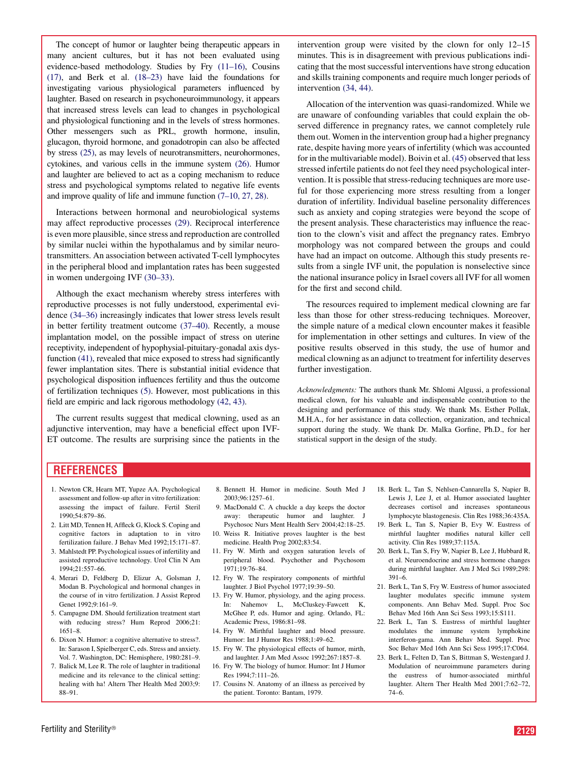The concept of humor or laughter being therapeutic appears in many ancient cultures, but it has not been evaluated using evidence-based methodology. Studies by Fry (11–16), Cousins (17), and Berk et al. (18–23) have laid the foundations for investigating various physiological parameters influenced by laughter. Based on research in psychoneuroimmunology, it appears that increased stress levels can lead to changes in psychological and physiological functioning and in the levels of stress hormones. Other messengers such as PRL, growth hormone, insulin, glucagon, thyroid hormone, and gonadotropin can also be affected by stress (25), as may levels of neurotransmitters, neurohormones, cytokines, and various cells in the immune system (26). Humor and laughter are believed to act as a coping mechanism to reduce stress and psychological symptoms related to negative life events and improve quality of life and immune function (7–10, 27, 28).

Interactions between hormonal and neurobiological systems may affect reproductive processes (29). Reciprocal interference is even more plausible, since stress and reproduction are controlled by similar nuclei within the hypothalamus and by similar neurotransmitters. An association between activated T-cell lymphocytes in the peripheral blood and implantation rates has been suggested in women undergoing IVF (30–33).

Although the exact mechanism whereby stress interferes with reproductive processes is not fully understood, experimental evidence (34–36) increasingly indicates that lower stress levels result in better fertility treatment outcome (37–40). Recently, a mouse implantation model, on the possible impact of stress on uterine receptivity, independent of hypophysial-pituitary-gonadal axis dysfunction (41), revealed that mice exposed to stress had significantly fewer implantation sites. There is substantial initial evidence that psychological disposition influences fertility and thus the outcome of fertilization techniques (5). However, most publications in this field are empiric and lack rigorous methodology (42, 43).

The current results suggest that medical clowning, used as an adjunctive intervention, may have a beneficial effect upon IVF-ET outcome. The results are surprising since the patients in the intervention group were visited by the clown for only 12–15 minutes. This is in disagreement with previous publications indicating that the most successful interventions have strong education and skills training components and require much longer periods of intervention (34, 44).

Allocation of the intervention was quasi-randomized. While we are unaware of confounding variables that could explain the observed difference in pregnancy rates, we cannot completely rule them out. Women in the intervention group had a higher pregnancy rate, despite having more years of infertility (which was accounted for in the multivariable model). Boivin et al. (45) observed that less stressed infertile patients do not feel they need psychological intervention. It is possible that stress-reducing techniques are more useful for those experiencing more stress resulting from a longer duration of infertility. Individual baseline personality differences such as anxiety and coping strategies were beyond the scope of the present analysis. These characteristics may influence the reaction to the clown's visit and affect the pregnancy rates. Embryo morphology was not compared between the groups and could have had an impact on outcome. Although this study presents results from a single IVF unit, the population is nonselective since the national insurance policy in Israel covers all IVF for all women for the first and second child.

The resources required to implement medical clowning are far less than those for other stress-reducing techniques. Moreover, the simple nature of a medical clown encounter makes it feasible for implementation in other settings and cultures. In view of the positive results observed in this study, the use of humor and medical clowning as an adjunct to treatment for infertility deserves further investigation.

*Acknowledgments:* The authors thank Mr. Shlomi Algussi, a professional medical clown, for his valuable and indispensable contribution to the designing and performance of this study. We thank Ms. Esther Pollak, M.H.A., for her assistance in data collection, organization, and technical support during the study. We thank Dr. Malka Gorfine, Ph.D., for her statistical support in the design of the study.

## REFERENCES

1. Newton CR, Hearn MT, Yupze AA. Psychological assessment and follow-up after in vitro fertilization: assessing the impact of failure. Fertil Steril 1990;54:879–86.
2. Litt MD, Tennen H, Affleck G, Klock S. Coping and cognitive factors in adaptation to in vitro fertilization failure. J Behav Med 1992;15:171–87.
3. Mahlstedt PP. Psychological issues of infertility and assisted reproductive technology. Urol Clin N Am 1994;21:557–66.
4. Merari D, Feldberg D, Elizur A, Golsman J, Modan B. Psychological and hormonal changes in the course of in vitro fertilization. J Assist Reprod Genet 1992;9:161–9.
5. Campagne DM. Should fertilization treatment start with reducing stress? Hum Reprod 2006;21:1651–8.
6. Dixon N. Humor: a cognitive alternative to stress?. In: Sarason I, Spielberger C, eds. Stress and anxiety. Vol. 7. Washington, DC: Hemisphere, 1980:281–9.
7. Balick M, Lee R. The role of laughter in traditional medicine and its relevance to the clinical setting: healing with ha! Altern Ther Health Med 2003;9:88–91.
8. Bennett H. Humor in medicine. South Med J 2003;96:1257–61.
9. MacDonald C. A chuckle a day keeps the doctor away: therapeutic humor and laughter. J Psychosoc Nurs Ment Health Serv 2004;42:18–25.
10. Weiss R. Initiative proves laughter is the best medicine. Health Prog 2002;83:54.
11. Fry W. Mirth and oxygen saturation levels of peripheral blood. Psychother and Psychosom 1971;19:76–84.
12. Fry W. The respiratory components of mirthful laughter. J Biol Psychol 1977;19:39–50.
13. Fry W. Humor, physiology, and the aging process. In: Nahemov L, McCluskey-Fawcett K, McGhee P, eds. Humor and aging. Orlando, FL: Academic Press, 1986:81–98.
14. Fry W. Mirthful laughter and blood pressure. Humor: Int J Humor Res 1988;1:49–62.
15. Fry W. The physiological effects of humor, mirth, and laughter. J Am Med Assoc 1992;267:1857–8.
16. Fry W. The biology of humor. Humor: Int J Humor Res 1994;7:111–26.
17. Cousins N. Anatomy of an illness as perceived by the patient. Toronto: Bantam, 1979.
18. Berk L, Tan S, Nehlsen-Cannarella S, Napier B, Lewis J, Lee J, et al. Humor associated laughter decreases cortisol and increases spontaneous lymphocyte blastogenesis. Clin Res 1988;36:435A.
19. Berk L, Tan S, Napier B, Evy W. Eustress of mirthful laughter modifies natural killer cell activity. Clin Res 1989;37:115A.
20. Berk L, Tan S, Fry W, Napier B, Lee J, Hubbard R, et al. Neuroendocrine and stress hormone changes during mirthful laughter. Am J Med Sci 1989;298:391–6.
21. Berk L, Tan S, Fry W. Eustress of humor associated laughter modulates specific immune system components. Ann Behav Med. Suppl. Proc Soc Behav Med 16th Ann Sci Sess 1993;15:S111.
22. Berk L, Tan S. Eustress of mirthful laughter modulates the immune system lymphokine interferon-gama. Ann Behav Med. Suppl. Proc Soc Behav Med 16th Ann Sci Sess 1995;17:C064.
23. Berk L, Felten D, Tan S, Bittman S, Westengard J. Modulation of neuroimmune parameters during the eustress of humor-associated mirthful laughter. Altern Ther Health Med 2001;7:62–72, 74–6.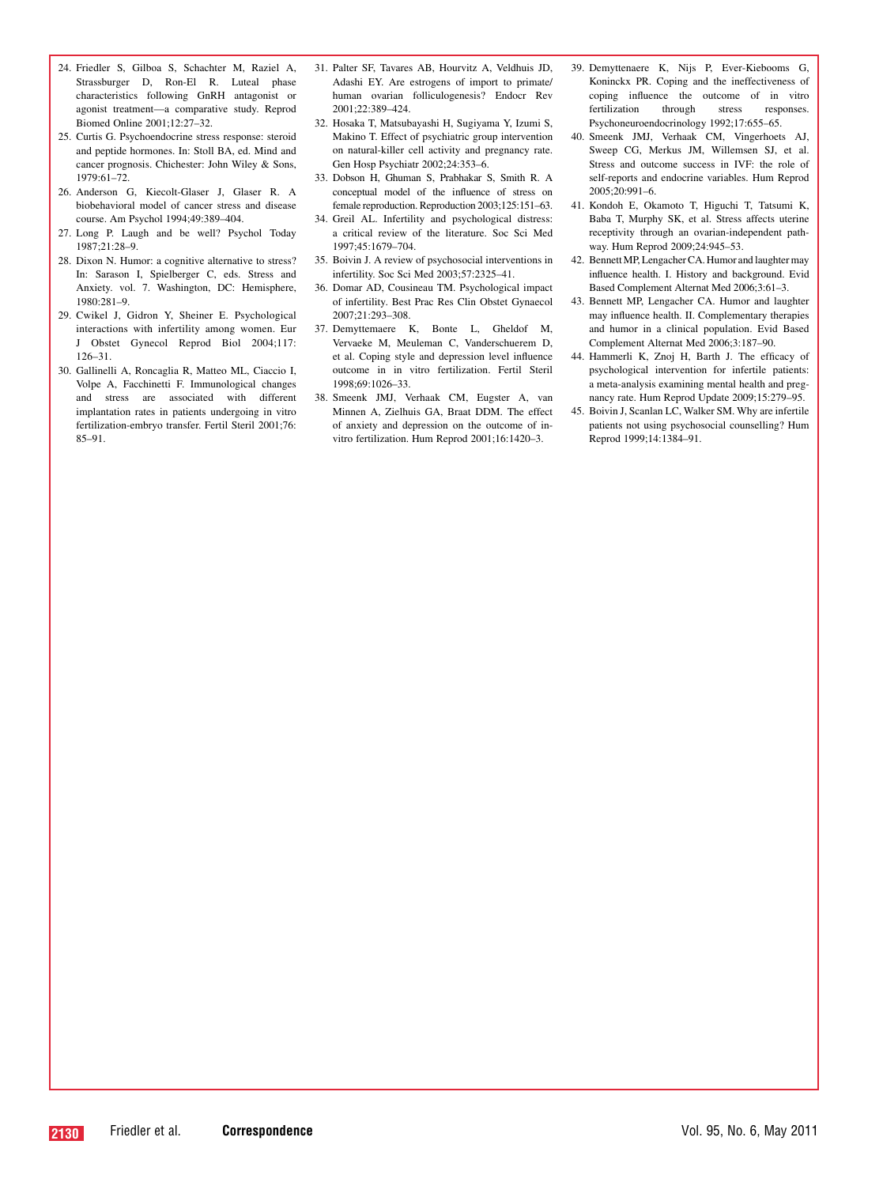24. Friedler S, Gilboa S, Schachter M, Raziel A, Strassburger D, Ron-El R. Luteal phase characteristics following GnRH antagonist or agonist treatment—a comparative study. Reprod Biomed Online 2001;12:27–32.
25. Curtis G. Psychoendocrine stress response: steroid and peptide hormones. In: Stoll BA, ed. Mind and cancer prognosis. Chichester: John Wiley & Sons, 1979:61–72.
26. Anderson G, Kiecolt-Glaser J, Glaser R. A biobehavioral model of cancer stress and disease course. Am Psychol 1994;49:389–404.
27. Long P. Laugh and be well? Psychol Today 1987;21:28–9.
28. Dixon N. Humor: a cognitive alternative to stress? In: Sarason I, Spielberger C, eds. Stress and Anxiety. vol. 7. Washington, DC: Hemisphere, 1980:281–9.
29. Cwikel J, Gidron Y, Sheiner E. Psychological interactions with infertility among women. Eur J Obstet Gynecol Reprod Biol 2004;117:126–31.
30. Gallinelli A, Roncaglia R, Matteo ML, Ciaccio I, Volpe A, Facchinetti F. Immunological changes and stress are associated with different implantation rates in patients undergoing in vitro fertilization-embryo transfer. Fertil Steril 2001;76:85–91.
31. Palter SF, Tavares AB, Hourvitz A, Veldhuis JD, Adashi EY. Are estrogens of import to primate/human ovarian folliculogenesis? Endocr Rev 2001;22:389–424.
32. Hosaka T, Matsubayashi H, Sugiyama Y, Izumi S, Makino T. Effect of psychiatric group intervention on natural-killer cell activity and pregnancy rate. Gen Hosp Psychiatr 2002;24:353–6.
33. Dobson H, Ghuman S, Prabhakar S, Smith R. A conceptual model of the influence of stress on female reproduction. Reproduction 2003;125:151–63.
34. Greil AL. Infertility and psychological distress: a critical review of the literature. Soc Sci Med 1997;45:1679–704.
35. Boivin J. A review of psychosocial interventions in infertility. Soc Sci Med 2003;57:2325–41.
36. Domar AD, Cousineau TM. Psychological impact of infertility. Best Prac Res Clin Obstet Gynaecol 2007;21:293–308.
37. Demyttemaere K, Bonte L, Gheldof M, Vervaeke M, Meuleman C, Vanderschuerem D, et al. Coping style and depression level influence outcome in in vitro fertilization. Fertil Steril 1998;69:1026–33.
38. Smeenk JMJ, Verhaak CM, Eugster A, van Minnen A, Zielhuis GA, Braat DDM. The effect of anxiety and depression on the outcome of in-vitro fertilization. Hum Reprod 2001;16:1420–3.
39. Demyttenaere K, Nijs P, Ever-Kiebooms G, Koninckx PR. Coping and the ineffectiveness of coping influence the outcome of in vitro fertilization through stress responses. Psychoneuroendocrinology 1992;17:655–65.
40. Smeenk JMJ, Verhaak CM, Vingerhoets AJ, Sweep CG, Merkus JM, Willemsen SJ, et al. Stress and outcome success in IVF: the role of self-reports and endocrine variables. Hum Reprod 2005;20:991–6.
41. Kondoh E, Okamoto T, Higuchi T, Tatsumi K, Baba T, Murphy SK, et al. Stress affects uterine receptivity through an ovarian-independent pathway. Hum Reprod 2009;24:945–53.
42. Bennett MP, Lengacher CA. Humor and laughter may influence health. I. History and background. Evid Based Complement Alternat Med 2006;3:61–3.
43. Bennett MP, Lengacher CA. Humor and laughter may influence health. II. Complementary therapies and humor in a clinical population. Evid Based Complement Alternat Med 2006;3:187–90.
44. Hammerli K, Znoj H, Barth J. The efficacy of psychological intervention for infertile patients: a meta-analysis examining mental health and pregnancy rate. Hum Reprod Update 2009;15:279–95.
45. Boivin J, Scanlan LC, Walker SM. Why are infertile patients not using psychosocial counselling? Hum Reprod 1999;14:1384–91.